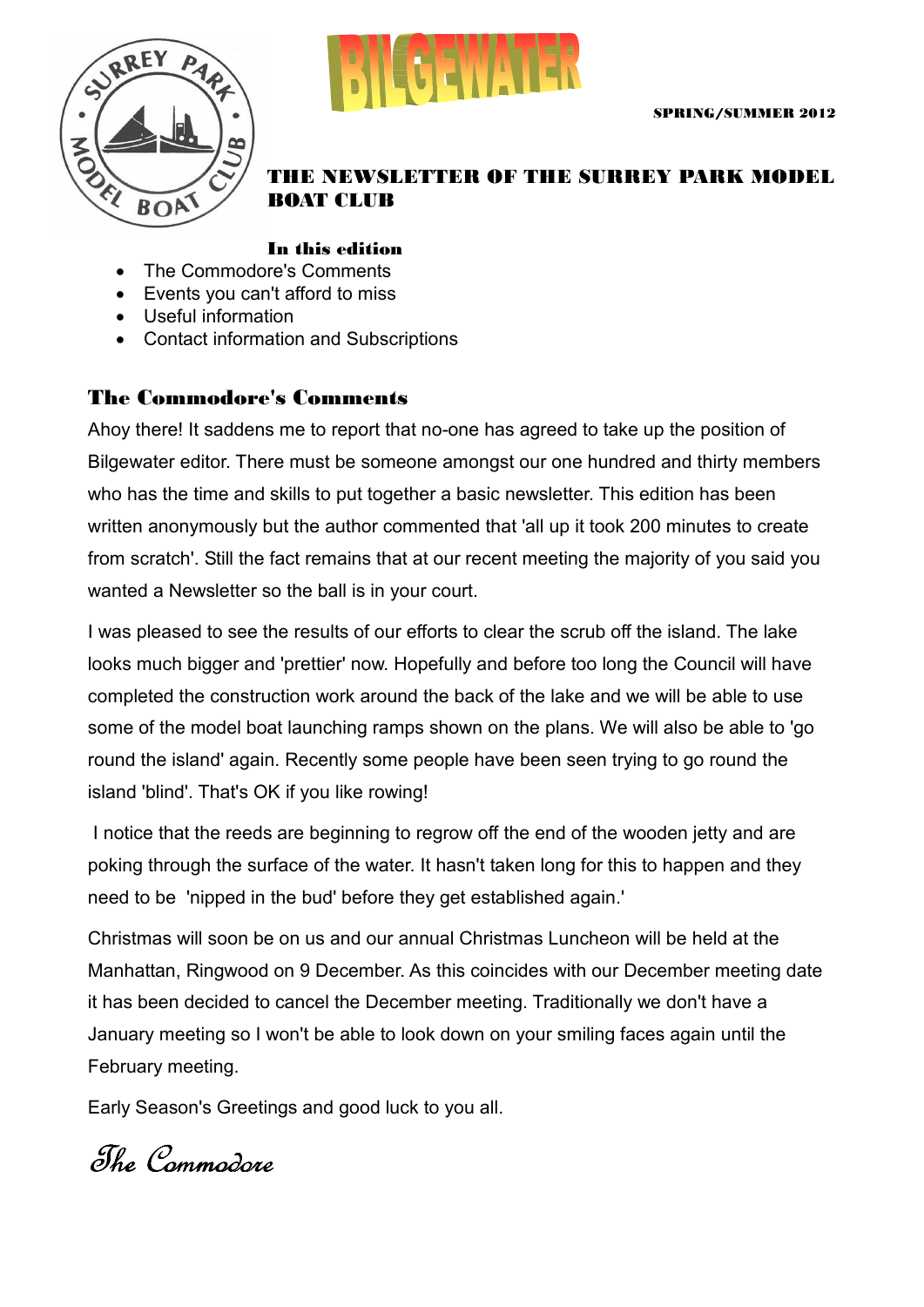# BILGEWATER

SPRING/SUMMER 2012

## THE NEWSLETTER OF THE SURREY PARK MODEL BOAT CLUB

**In this edition**

- The Commodore's Comments
- Events you can't afford to miss
- Useful information
- Contact information and Subscriptions

## The Commodore's Comments

Ahoy there! It saddens me to report that no-one has agreed to take up the position of Bilgewater editor. There must be someone amongst our one hundred and thirty members who has the time and skills to put together a basic newsletter. This edition has been written anonymously but the author commented that 'all up it took 200 minutes to create from scratch'. Still the fact remains that at our recent meeting the majority of you said you wanted a Newsletter so the ball is in your court.

I was pleased to see the results of our efforts to clear the scrub off the island. The lake looks much bigger and 'prettier' now. Hopefully and before too long the Council will have completed the construction work around the back of the lake and we will be able to use some of the model boat launching ramps shown on the plans. We will also be able to 'go round the island' again. Recently some people have been seen trying to go round the island 'blind'. That's OK if you like rowing!

I notice that the reeds are beginning to regrow off the end of the wooden jetty and are poking through the surface of the water. It hasn't taken long for this to happen and they need to be 'nipped in the bud' before they get established again.'

Christmas will soon be on us and our annual Christmas Luncheon will be held at the Manhattan, Ringwood on 9 December. As this coincides with our December meeting date it has been decided to cancel the December meeting. Traditionally we don't have a January meeting so I won't be able to look down on your smiling faces again until the February meeting.

Early Season's Greetings and good luck to you all.

*The Commodore*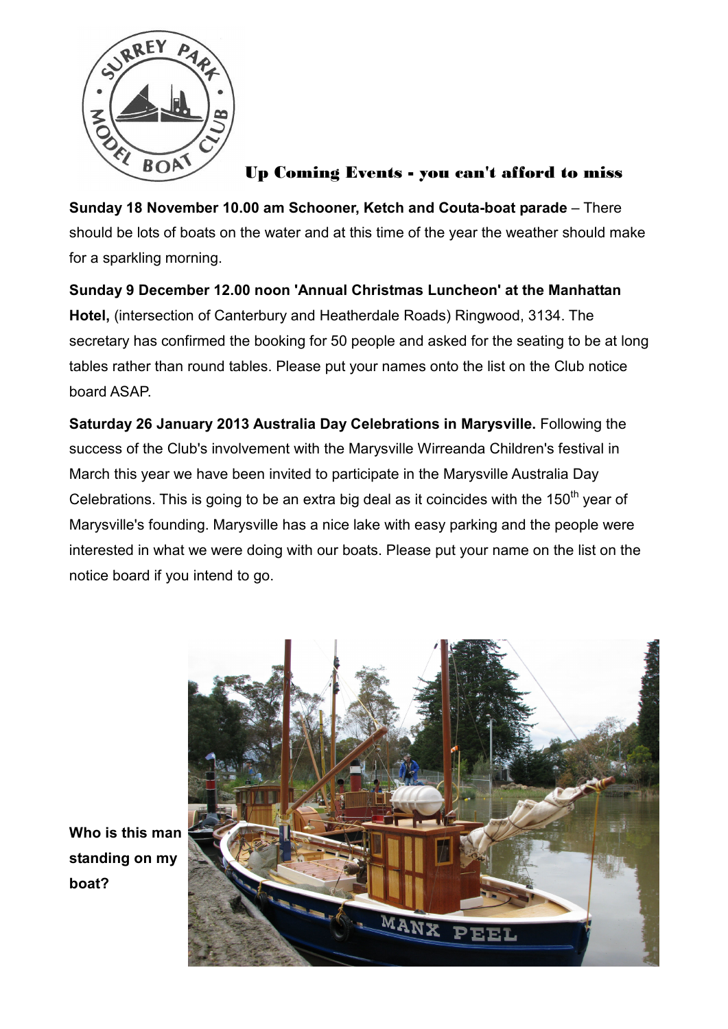## Up Coming Events - you can't afford to miss

**Sunday 18 November 10.00 am Schooner, Ketch and Couta-boat parade** – There should be lots of boats on the water and at this time of the year the weather should make for a sparkling morning.

**Sunday 9 December 12.00 noon 'Annual Christmas Luncheon' at the Manhattan Hotel,** (intersection of Canterbury and Heatherdale Roads) Ringwood, 3134. The secretary has confirmed the booking for 50 people and asked for the seating to be at long tables rather than round tables. Please put your names onto the list on the Club notice board ASAP.

**Saturday 26 January 2013 Australia Day Celebrations in Marysville.** Following the success of the Club's involvement with the Marysville Wirreanda Children's festival in March this year we have been invited to participate in the Marysville Australia Day Celebrations. This is going to be an extra big deal as it coincides with the 150th year of Marysville's founding. Marysville has a nice lake with easy parking and the people were interested in what we were doing with our boats. Please put your name on the list on the notice board if you intend to go.

**Who is this man standing on my boat?**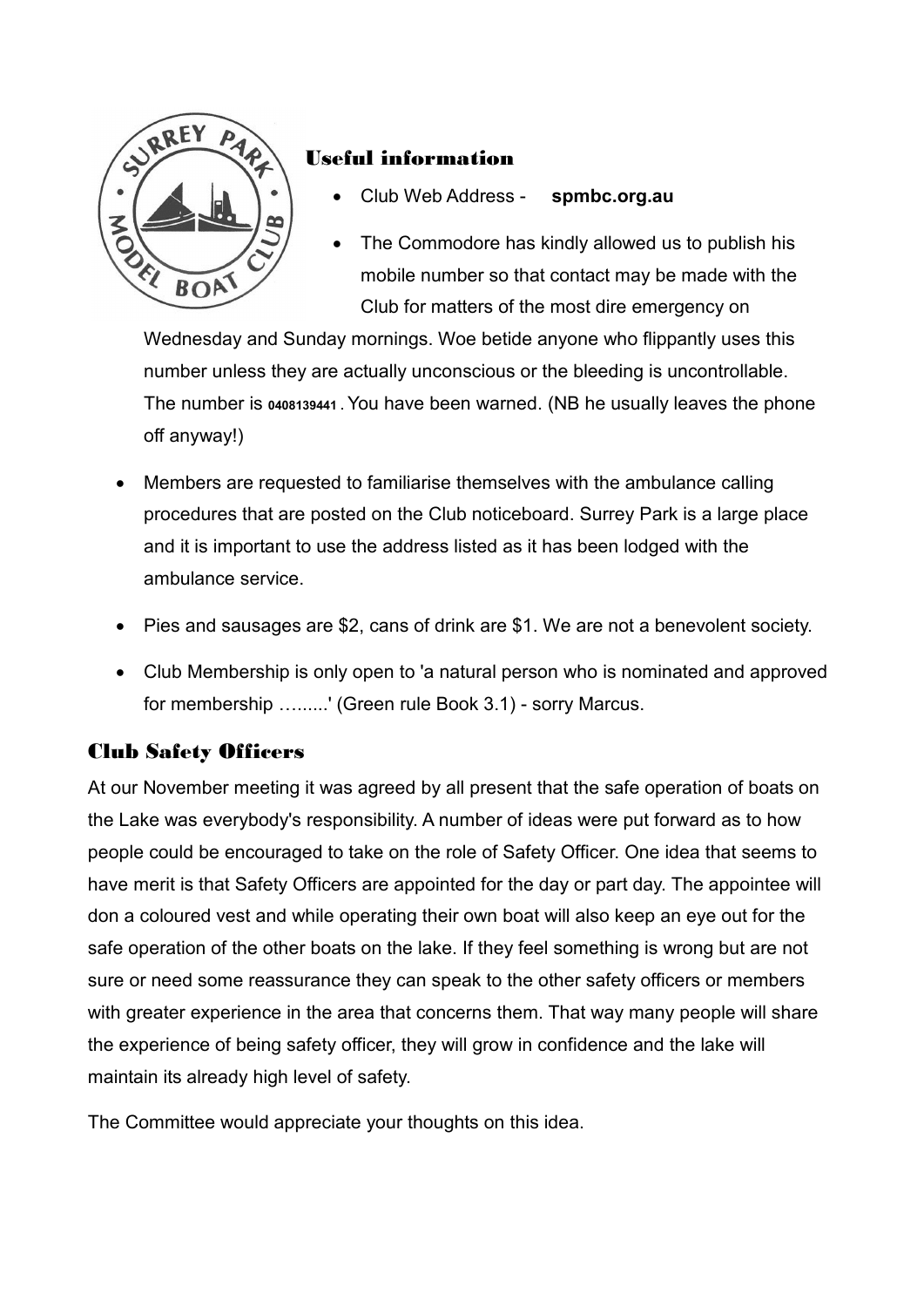## Useful information

- Club Web Address - **spmbc.org.au**
- The Commodore has kindly allowed us to publish his mobile number so that contact may be made with the Club for matters of the most dire emergency on Wednesday and Sunday mornings. Woe betide anyone who flippantly uses this number unless they are actually unconscious or the bleeding is uncontrollable. The number is 0408139441 . You have been warned. (NB he usually leaves the phone off anyway!)
- Members are requested to familiarise themselves with the ambulance calling procedures that are posted on the Club noticeboard. Surrey Park is a large place and it is important to use the address listed as it has been lodged with the ambulance service.
- Pies and sausages are $2, cans of drink are $1. We are not a benevolent society.
- Club Membership is only open to 'a natural person who is nominated and approved for membership …......' (Green rule Book 3.1) - sorry Marcus.

## Club Safety Officers

At our November meeting it was agreed by all present that the safe operation of boats on the Lake was everybody's responsibility. A number of ideas were put forward as to how people could be encouraged to take on the role of Safety Officer. One idea that seems to have merit is that Safety Officers are appointed for the day or part day. The appointee will don a coloured vest and while operating their own boat will also keep an eye out for the safe operation of the other boats on the lake. If they feel something is wrong but are not sure or need some reassurance they can speak to the other safety officers or members with greater experience in the area that concerns them. That way many people will share the experience of being safety officer, they will grow in confidence and the lake will maintain its already high level of safety.

The Committee would appreciate your thoughts on this idea.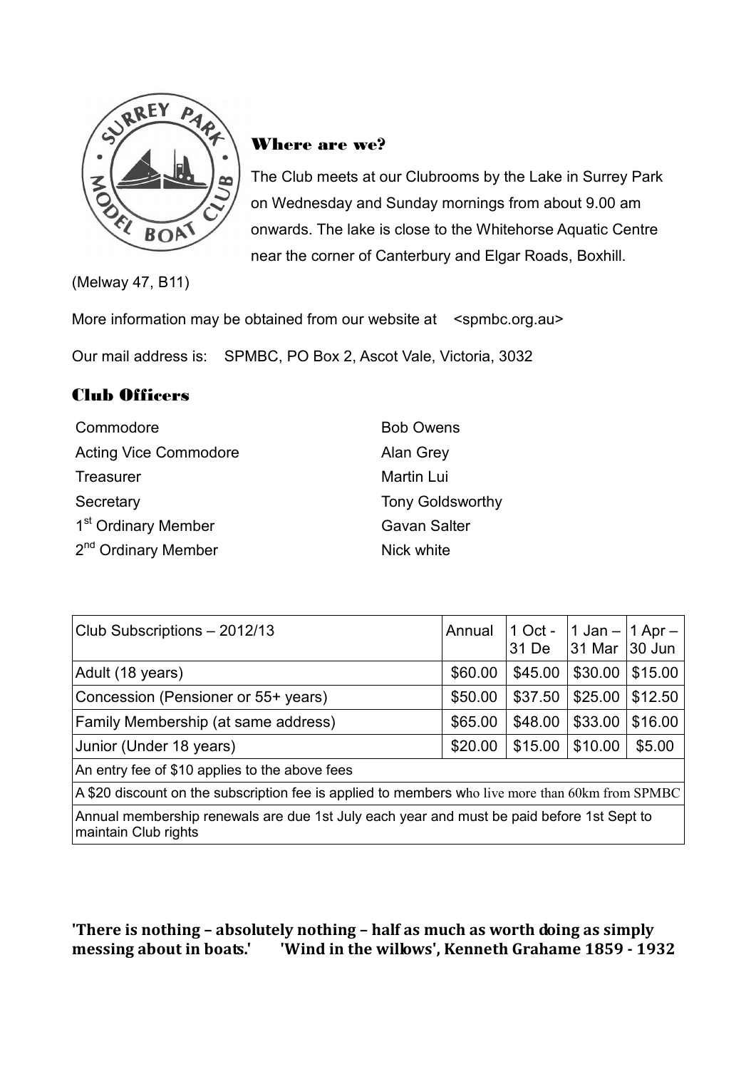## Where are we?

The Club meets at our Clubrooms by the Lake in Surrey Park on Wednesday and Sunday mornings from about 9.00 am onwards. The lake is close to the Whitehorse Aquatic Centre near the corner of Canterbury and Elgar Roads, Boxhill.

(Melway 47, B11)

More information may be obtained from our website at <spmbc.org.au>

Our mail address is: SPMBC, PO Box 2, Ascot Vale, Victoria, 3032

## Club Officers

| | |
|---|---|
| Commodore | Bob Owens |
| Acting Vice Commodore | Alan Grey |
| Treasurer | Martin Lui |
| Secretary | Tony Goldsworthy |
| 1st Ordinary Member | Gavan Salter |
| 2nd Ordinary Member | Nick white |

| Club Subscriptions – 2012/13 | Annual | 1 Oct - 31 De | 1 Jan – 31 Mar | 1 Apr – 30 Jun |
|---|---|---|---|---|
| Adult (18 years) | \$60.00 | \$45.00 | \$30.00 | \$15.00 |
| Concession (Pensioner or 55+ years) | \$50.00 | \$37.50 | \$25.00 | \$12.50 |
| Family Membership (at same address) | \$65.00 | \$48.00 | \$33.00 | \$16.00 |
| Junior (Under 18 years) | \$20.00 | \$15.00 | \$10.00 | \$5.00 |
| An entry fee of \$10 applies to the above fees | | | | |
| A \$20 discount on the subscription fee is applied to members who live more than 60km from SPMBC | | | | |
| Annual membership renewals are due 1st July each year and must be paid before 1st Sept to maintain Club rights | | | | |

**'There is nothing – absolutely nothing – half as much as worth doing as simply messing about in boats.' 'Wind in the willows', Kenneth Grahame 1859 - 1932**